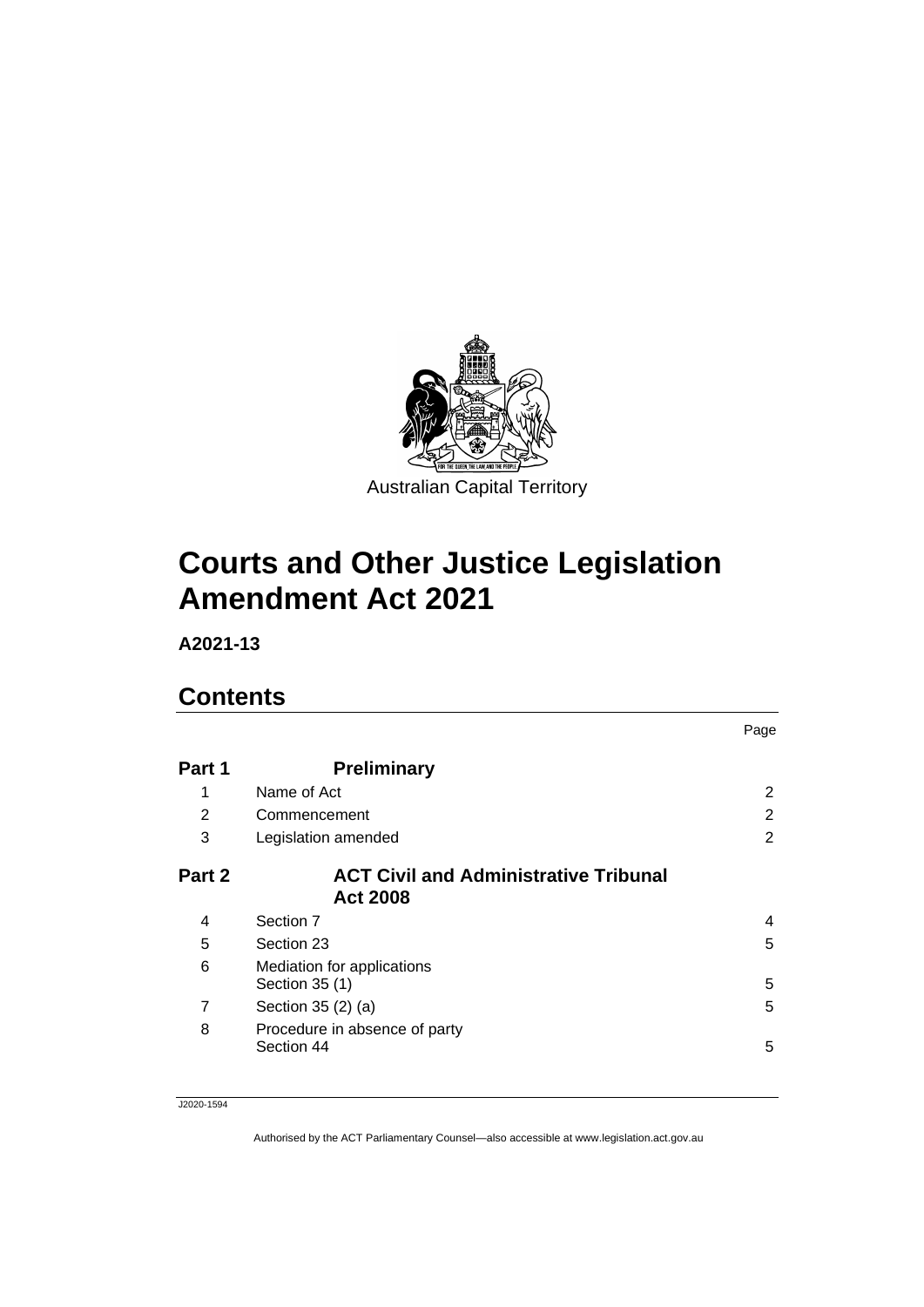Australian Capital Territory

# Courts and Other Justice Legislation Amendment Act 2021

**A2021-13**

## Contents

| | | Page |
|---|---|---|
| **Part 1** | **Preliminary** | |
| 1 | Name of Act | 2 |
| 2 | Commencement | 2 |
| 3 | Legislation amended | 2 |
| **Part 2** | **ACT Civil and Administrative Tribunal Act 2008** | |
| 4 | Section 7 | 4 |
| 5 | Section 23 | 5 |
| 6 | Mediation for applications<br>Section 35 (1) | 5 |
| 7 | Section 35 (2) (a) | 5 |
| 8 | Procedure in absence of party<br>Section 44 | 5 |

J2020-1594

Authorised by the ACT Parliamentary Counsel—also accessible at www.legislation.act.gov.au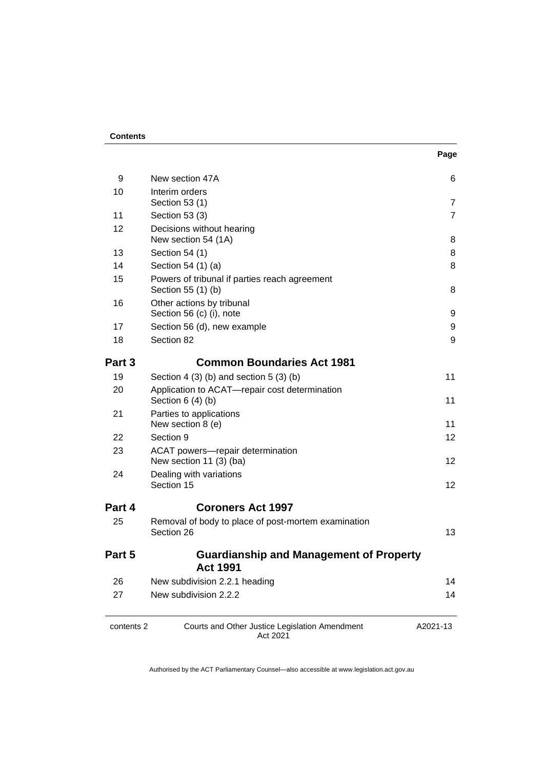**Contents**

| | | Page |
|---|---|---|
| 9 | New section 47A | 6 |
| 10 | Interim orders<br>Section 53 (1) | 7 |
| 11 | Section 53 (3) | 7 |
| 12 | Decisions without hearing<br>New section 54 (1A) | 8 |
| 13 | Section 54 (1) | 8 |
| 14 | Section 54 (1) (a) | 8 |
| 15 | Powers of tribunal if parties reach agreement<br>Section 55 (1) (b) | 8 |
| 16 | Other actions by tribunal<br>Section 56 (c) (i), note | 9 |
| 17 | Section 56 (d), new example | 9 |
| 18 | Section 82 | 9 |

**Part 3 Common Boundaries Act 1981**

| | | |
|---|---|---|
| 19 | Section 4 (3) (b) and section 5 (3) (b) | 11 |
| 20 | Application to ACAT—repair cost determination<br>Section 6 (4) (b) | 11 |
| 21 | Parties to applications<br>New section 8 (e) | 11 |
| 22 | Section 9 | 12 |
| 23 | ACAT powers—repair determination<br>New section 11 (3) (ba) | 12 |
| 24 | Dealing with variations<br>Section 15 | 12 |

**Part 4 Coroners Act 1997**

| | | |
|---|---|---|
| 25 | Removal of body to place of post-mortem examination<br>Section 26 | 13 |

**Part 5 Guardianship and Management of Property Act 1991**

| | | |
|---|---|---|
| 26 | New subdivision 2.2.1 heading | 14 |
| 27 | New subdivision 2.2.2 | 14 |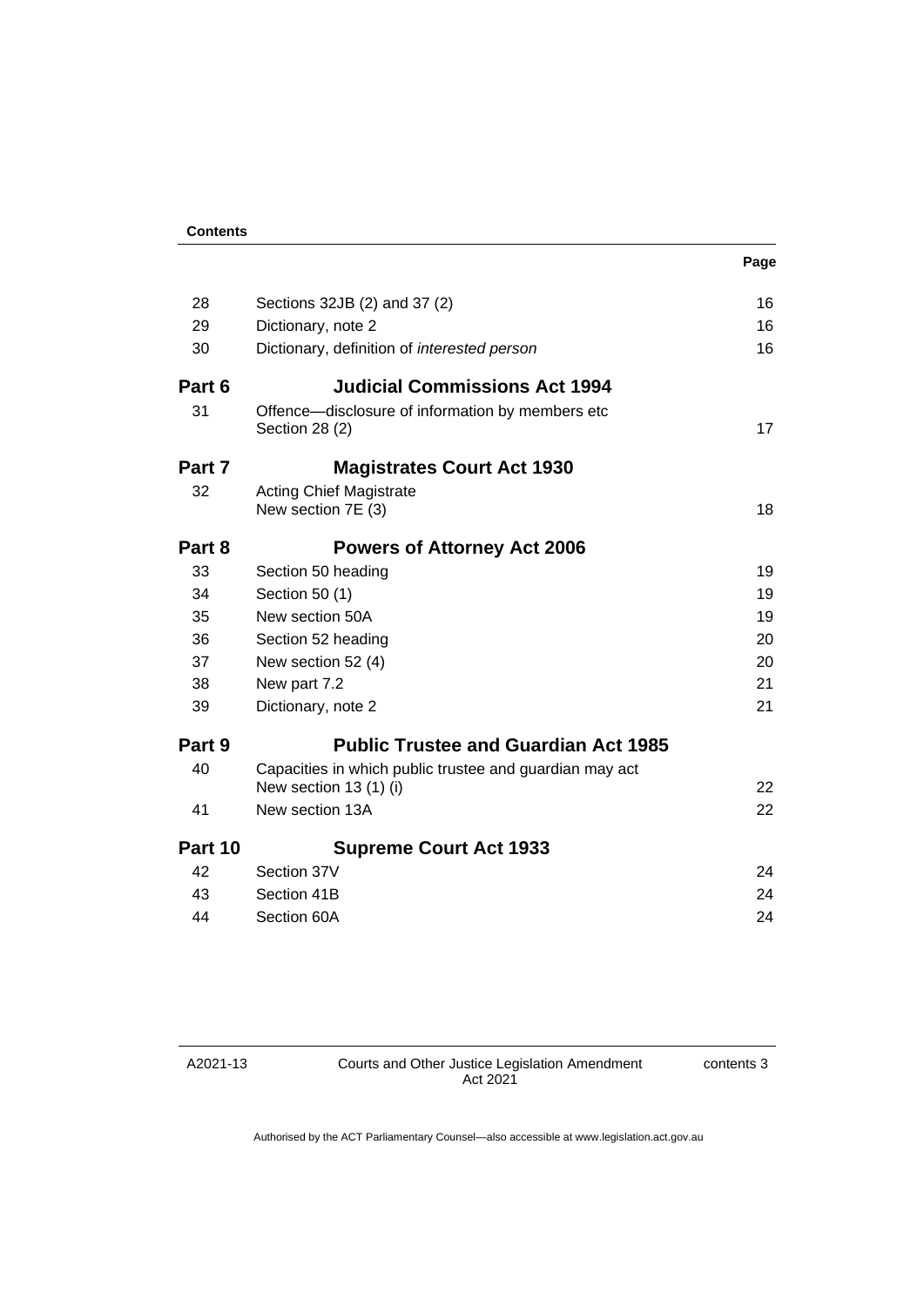**Contents**

| | | Page |
|---|---|---|
| 28 | Sections 32JB (2) and 37 (2) | 16 |
| 29 | Dictionary, note 2 | 16 |
| 30 | Dictionary, definition of *interested person* | 16 |
| **Part 6** | **Judicial Commissions Act 1994** | |
| 31 | Offence—disclosure of information by members etc Section 28 (2) | 17 |
| **Part 7** | **Magistrates Court Act 1930** | |
| 32 | Acting Chief Magistrate New section 7E (3) | 18 |
| **Part 8** | **Powers of Attorney Act 2006** | |
| 33 | Section 50 heading | 19 |
| 34 | Section 50 (1) | 19 |
| 35 | New section 50A | 19 |
| 36 | Section 52 heading | 20 |
| 37 | New section 52 (4) | 20 |
| 38 | New part 7.2 | 21 |
| 39 | Dictionary, note 2 | 21 |
| **Part 9** | **Public Trustee and Guardian Act 1985** | |
| 40 | Capacities in which public trustee and guardian may act New section 13 (1) (i) | 22 |
| 41 | New section 13A | 22 |
| **Part 10** | **Supreme Court Act 1933** | |
| 42 | Section 37V | 24 |
| 43 | Section 41B | 24 |
| 44 | Section 60A | 24 |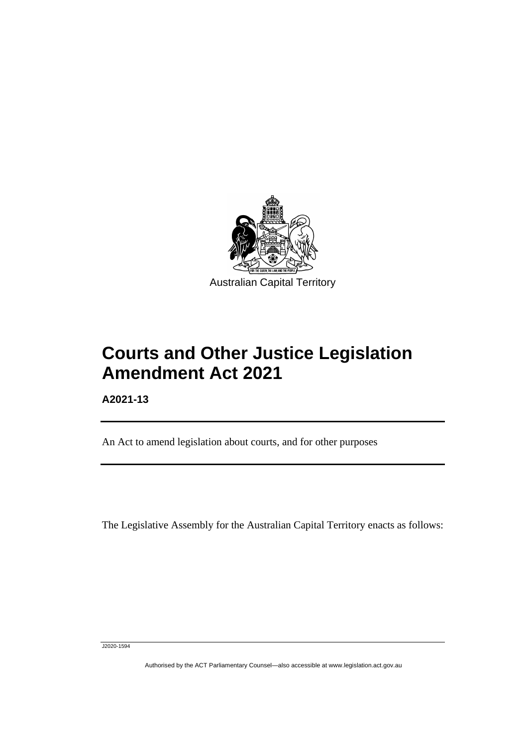Australian Capital Territory

# Courts and Other Justice Legislation Amendment Act 2021

**A2021-13**

An Act to amend legislation about courts, and for other purposes

The Legislative Assembly for the Australian Capital Territory enacts as follows:

J2020-1594

Authorised by the ACT Parliamentary Counsel—also accessible at www.legislation.act.gov.au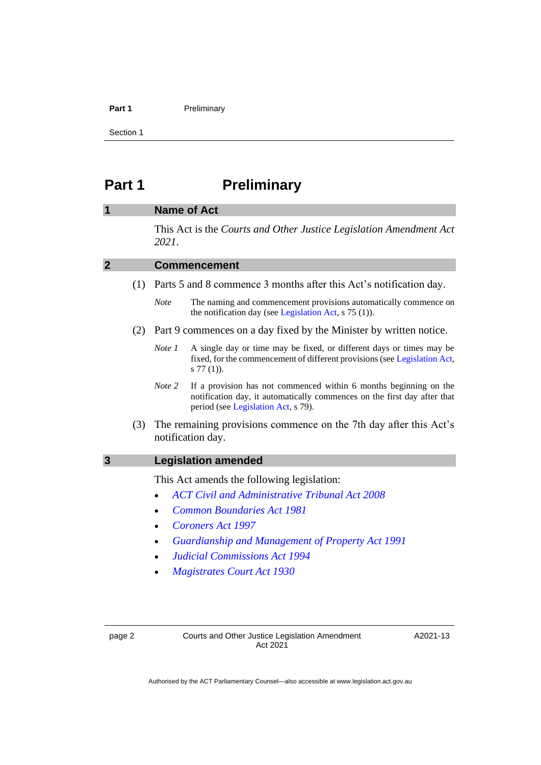# Part 1 Preliminary

## 1 Name of Act

This Act is the *Courts and Other Justice Legislation Amendment Act 2021*.

## 2 Commencement

(1) Parts 5 and 8 commence 3 months after this Act's notification day.

*Note* The naming and commencement provisions automatically commence on the notification day (see Legislation Act, s 75 (1)).

(2) Part 9 commences on a day fixed by the Minister by written notice.

*Note 1* A single day or time may be fixed, or different days or times may be fixed, for the commencement of different provisions (see Legislation Act, s 77 (1)).

*Note 2* If a provision has not commenced within 6 months beginning on the notification day, it automatically commences on the first day after that period (see Legislation Act, s 79).

(3) The remaining provisions commence on the 7th day after this Act's notification day.

## 3 Legislation amended

This Act amends the following legislation:

- *ACT Civil and Administrative Tribunal Act 2008*
- *Common Boundaries Act 1981*
- *Coroners Act 1997*
- *Guardianship and Management of Property Act 1991*
- *Judicial Commissions Act 1994*
- *Magistrates Court Act 1930*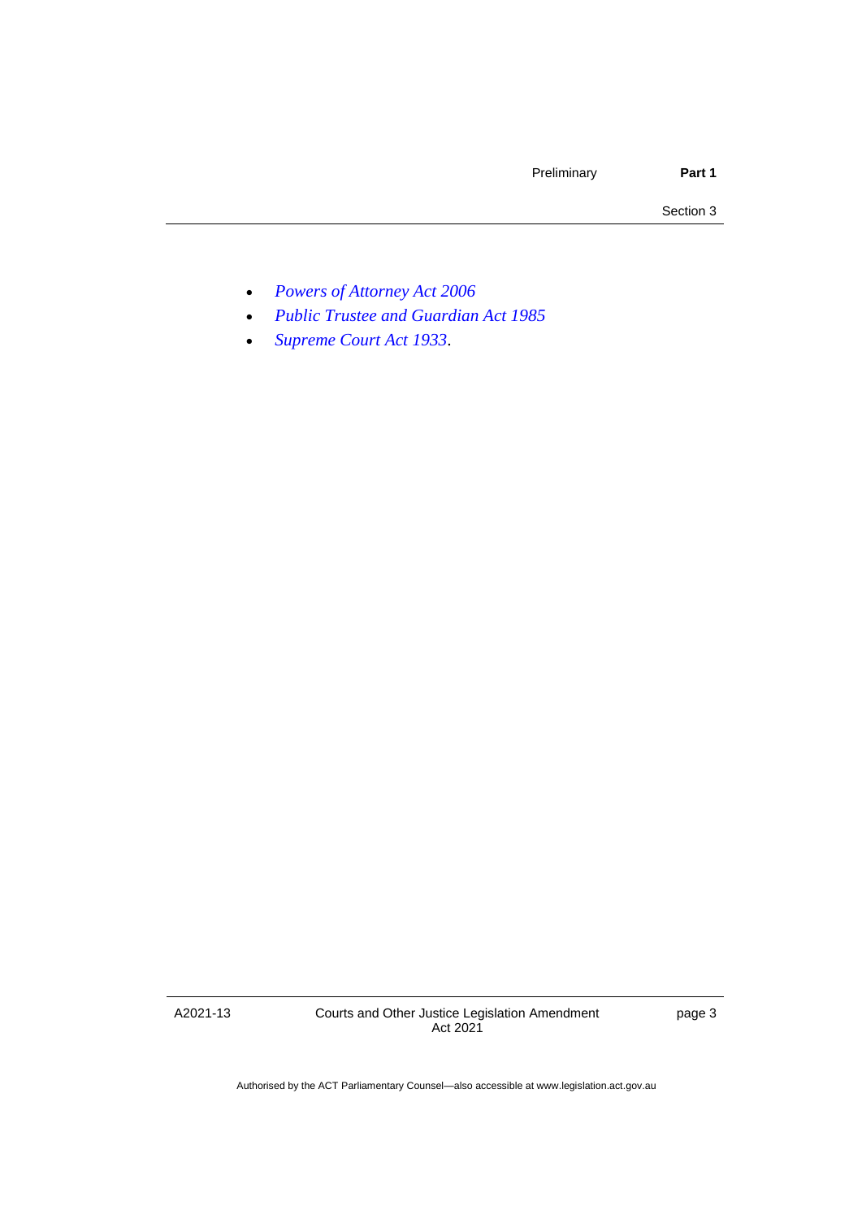- *Powers of Attorney Act 2006*
- *Public Trustee and Guardian Act 1985*
- *Supreme Court Act 1933*.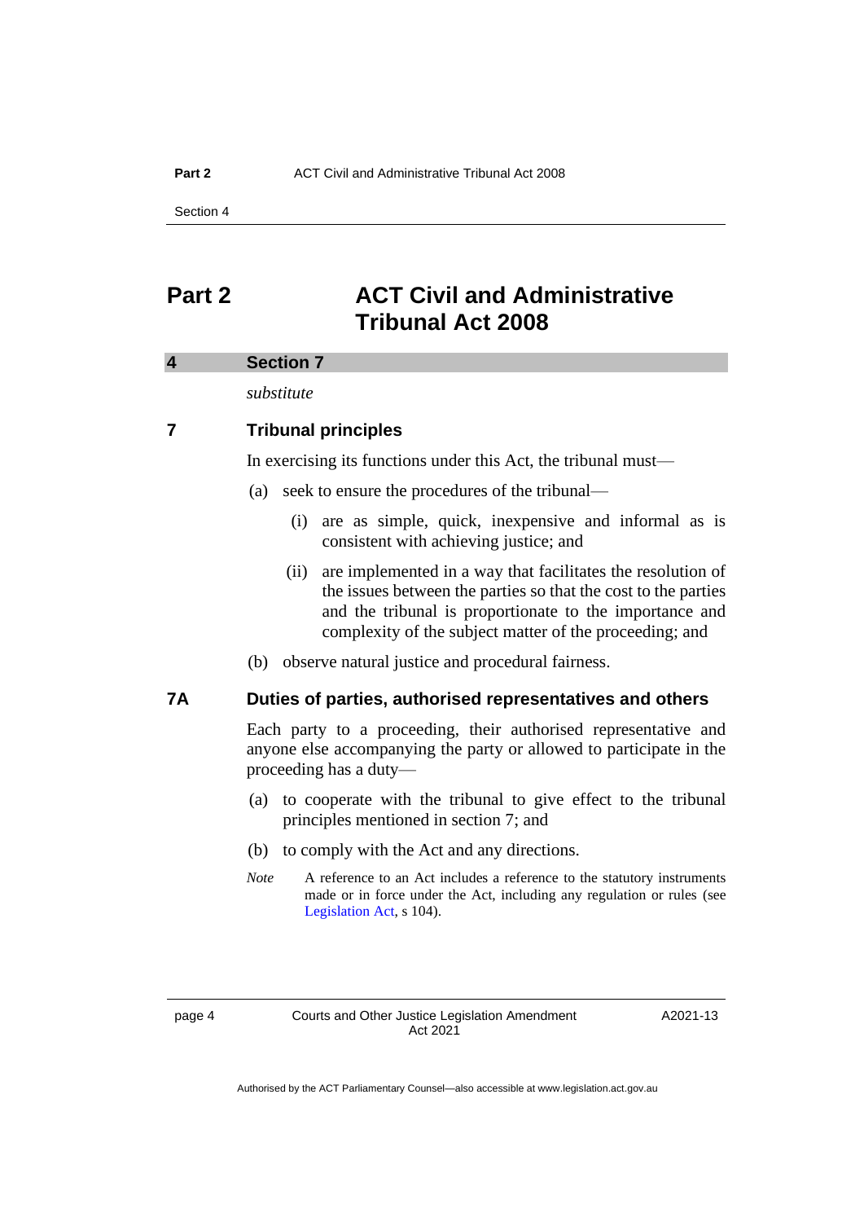# Part 2 ACT Civil and Administrative Tribunal Act 2008

## 4 Section 7

*substitute*

### 7 Tribunal principles

In exercising its functions under this Act, the tribunal must—

(a) seek to ensure the procedures of the tribunal—

(i) are as simple, quick, inexpensive and informal as is consistent with achieving justice; and

(ii) are implemented in a way that facilitates the resolution of the issues between the parties so that the cost to the parties and the tribunal is proportionate to the importance and complexity of the subject matter of the proceeding; and

(b) observe natural justice and procedural fairness.

### 7A Duties of parties, authorised representatives and others

Each party to a proceeding, their authorised representative and anyone else accompanying the party or allowed to participate in the proceeding has a duty—

(a) to cooperate with the tribunal to give effect to the tribunal principles mentioned in section 7; and

(b) to comply with the Act and any directions.

*Note* A reference to an Act includes a reference to the statutory instruments made or in force under the Act, including any regulation or rules (see Legislation Act, s 104).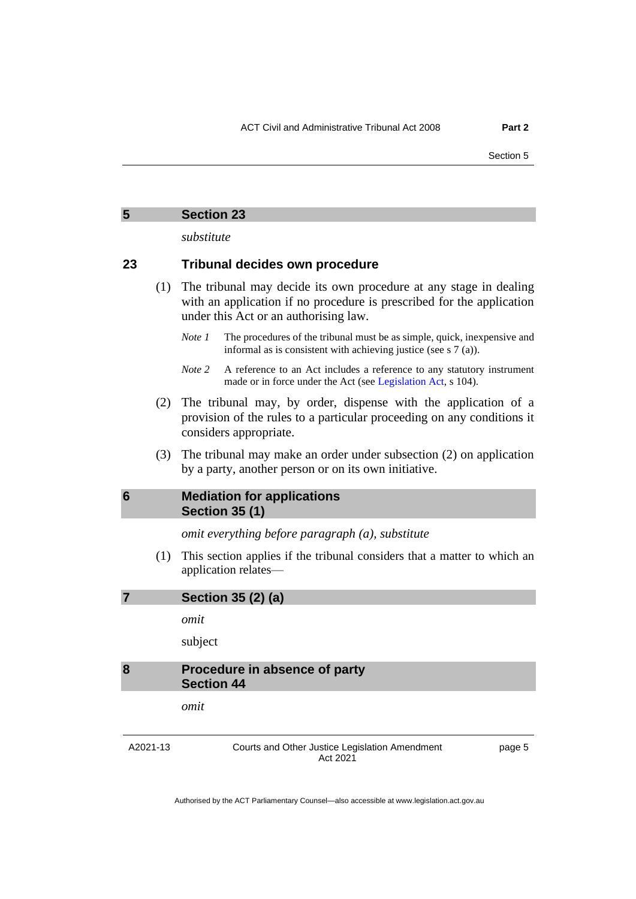## 5 Section 23

*substitute*

### 23 Tribunal decides own procedure

(1) The tribunal may decide its own procedure at any stage in dealing with an application if no procedure is prescribed for the application under this Act or an authorising law.

*Note 1* The procedures of the tribunal must be as simple, quick, inexpensive and informal as is consistent with achieving justice (see s 7 (a)).

*Note 2* A reference to an Act includes a reference to any statutory instrument made or in force under the Act (see Legislation Act, s 104).

(2) The tribunal may, by order, dispense with the application of a provision of the rules to a particular proceeding on any conditions it considers appropriate.

(3) The tribunal may make an order under subsection (2) on application by a party, another person or on its own initiative.

## 6 Mediation for applications Section 35 (1)

*omit everything before paragraph (a), substitute*

(1) This section applies if the tribunal considers that a matter to which an application relates—

## 7 Section 35 (2) (a)

*omit*

subject

## 8 Procedure in absence of party Section 44

*omit*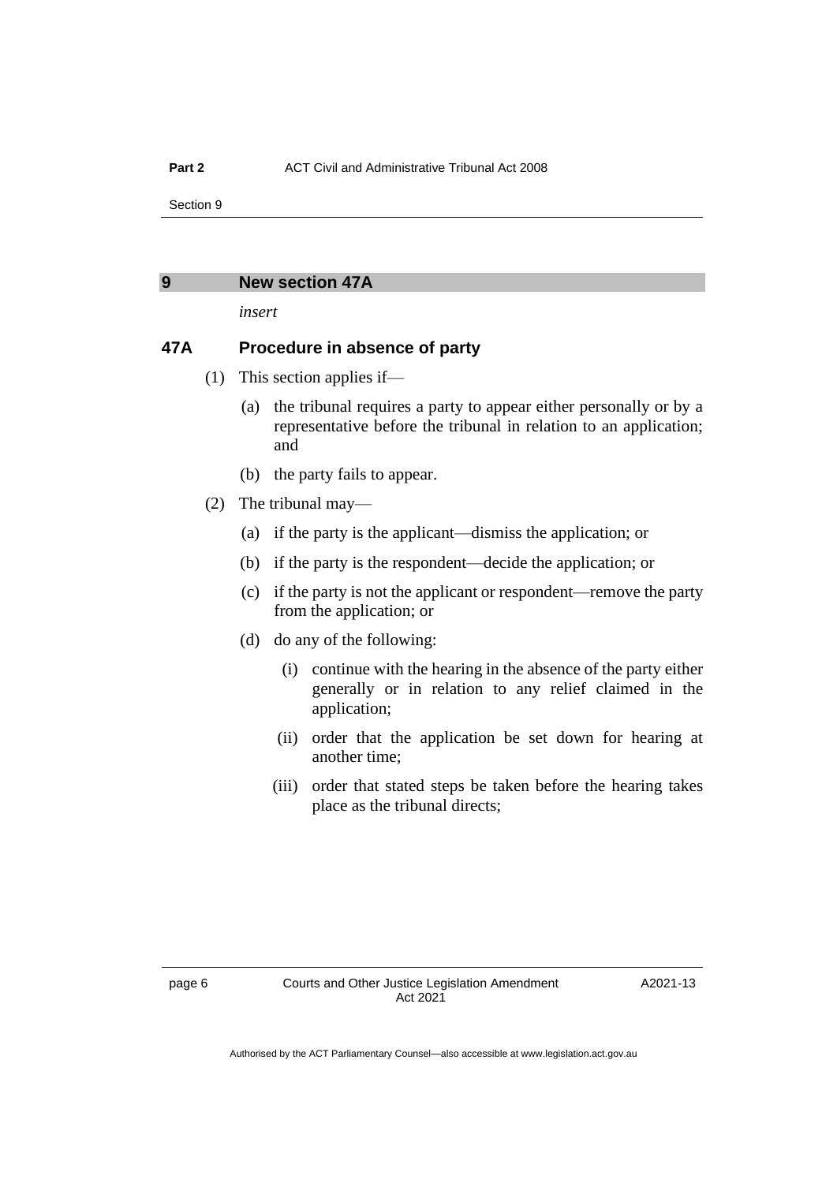## 9 New section 47A

*insert*

### 47A Procedure in absence of party

(1) This section applies if—

(a) the tribunal requires a party to appear either personally or by a representative before the tribunal in relation to an application; and

(b) the party fails to appear.

(2) The tribunal may—

(a) if the party is the applicant—dismiss the application; or

(b) if the party is the respondent—decide the application; or

(c) if the party is not the applicant or respondent—remove the party from the application; or

(d) do any of the following:

(i) continue with the hearing in the absence of the party either generally or in relation to any relief claimed in the application;

(ii) order that the application be set down for hearing at another time;

(iii) order that stated steps be taken before the hearing takes place as the tribunal directs;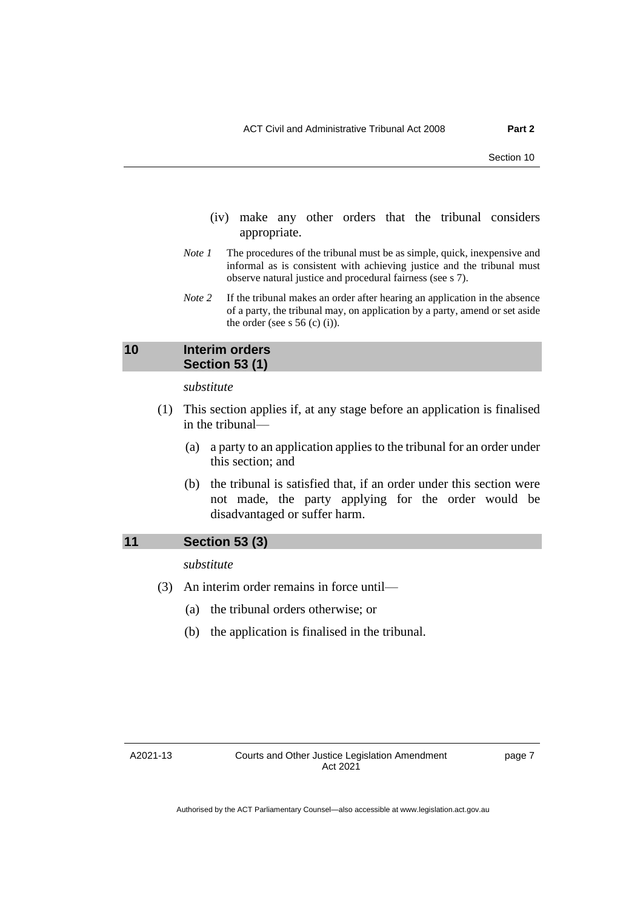(iv) make any other orders that the tribunal considers appropriate.

*Note 1* The procedures of the tribunal must be as simple, quick, inexpensive and informal as is consistent with achieving justice and the tribunal must observe natural justice and procedural fairness (see s 7).

*Note 2* If the tribunal makes an order after hearing an application in the absence of a party, the tribunal may, on application by a party, amend or set aside the order (see s 56 (c) (i)).

## 10 Interim orders Section 53 (1)

*substitute*

(1) This section applies if, at any stage before an application is finalised in the tribunal—

(a) a party to an application applies to the tribunal for an order under this section; and

(b) the tribunal is satisfied that, if an order under this section were not made, the party applying for the order would be disadvantaged or suffer harm.

## 11 Section 53 (3)

*substitute*

(3) An interim order remains in force until—

(a) the tribunal orders otherwise; or

(b) the application is finalised in the tribunal.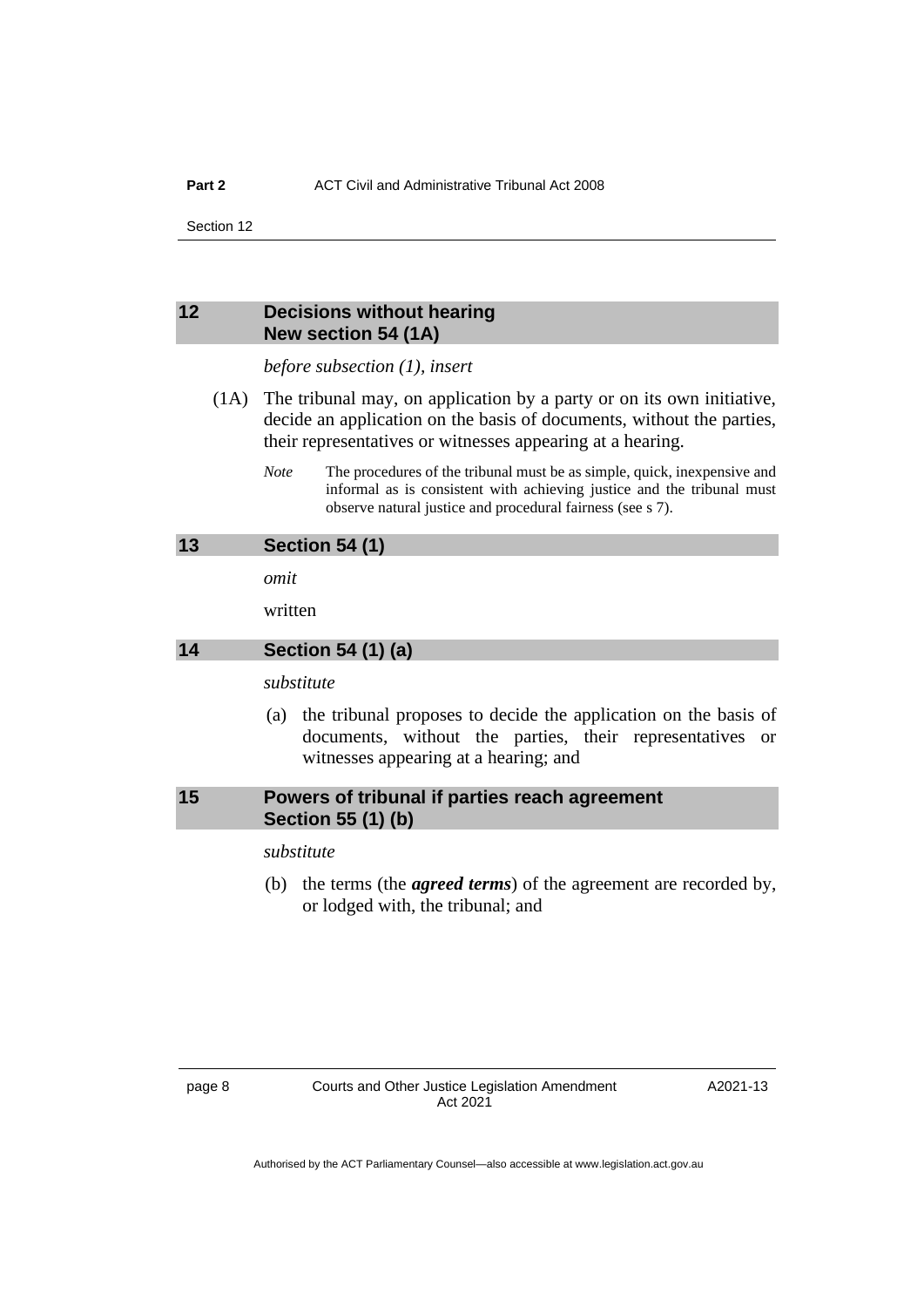## 12 Decisions without hearing
## New section 54 (1A)

*before subsection (1), insert*

(1A) The tribunal may, on application by a party or on its own initiative, decide an application on the basis of documents, without the parties, their representatives or witnesses appearing at a hearing.

*Note* The procedures of the tribunal must be as simple, quick, inexpensive and informal as is consistent with achieving justice and the tribunal must observe natural justice and procedural fairness (see s 7).

## 13 Section 54 (1)

*omit*

written

## 14 Section 54 (1) (a)

*substitute*

(a) the tribunal proposes to decide the application on the basis of documents, without the parties, their representatives or witnesses appearing at a hearing; and

## 15 Powers of tribunal if parties reach agreement
## Section 55 (1) (b)

*substitute*

(b) the terms (the ***agreed terms***) of the agreement are recorded by, or lodged with, the tribunal; and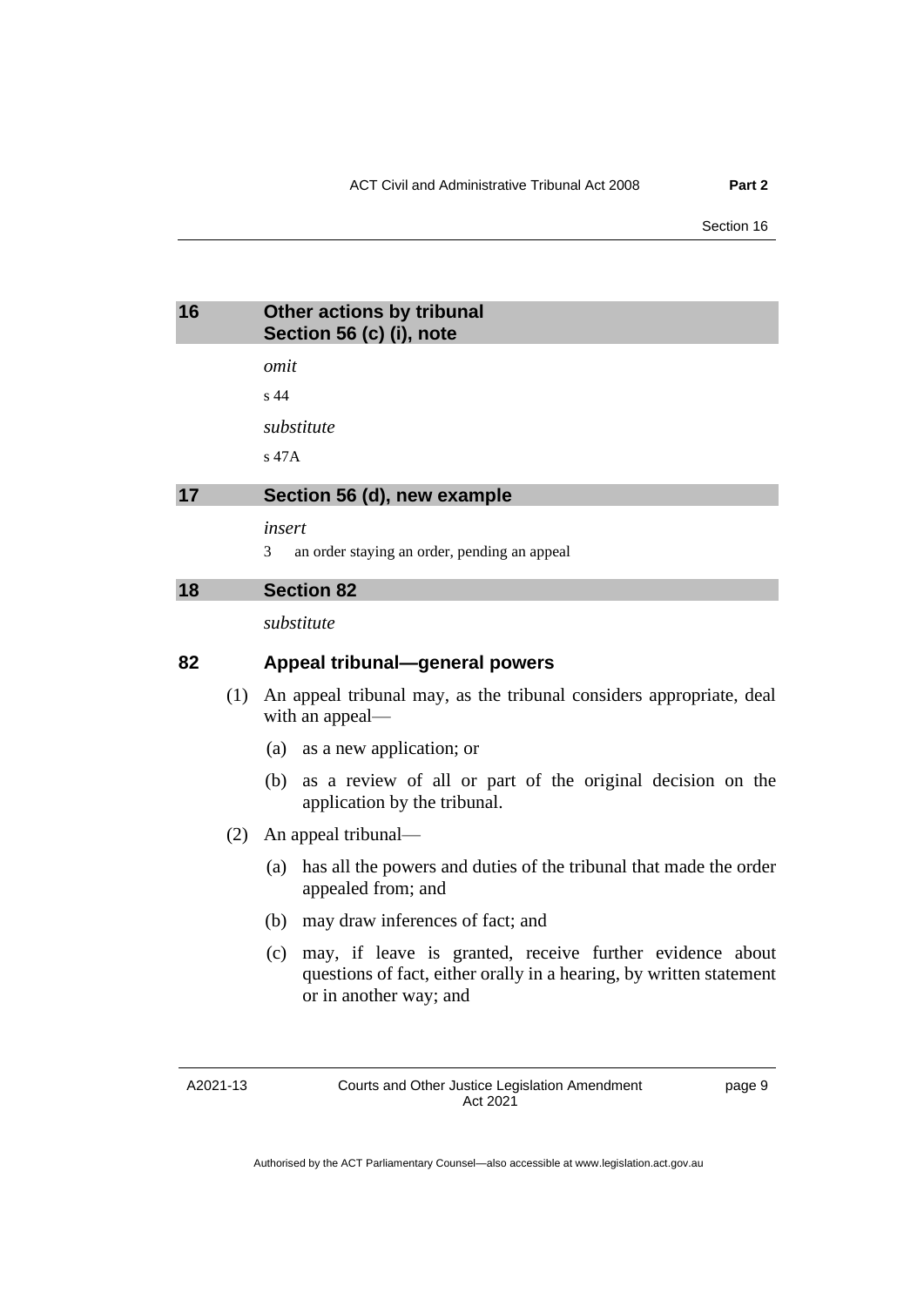## 16 Other actions by tribunal Section 56 (c) (i), note

*omit*

s 44

*substitute*

s 47A

## 17 Section 56 (d), new example

*insert*

3 an order staying an order, pending an appeal

## 18 Section 82

*substitute*

### 82 Appeal tribunal—general powers

(1) An appeal tribunal may, as the tribunal considers appropriate, deal with an appeal—

(a) as a new application; or

(b) as a review of all or part of the original decision on the application by the tribunal.

(2) An appeal tribunal—

(a) has all the powers and duties of the tribunal that made the order appealed from; and

(b) may draw inferences of fact; and

(c) may, if leave is granted, receive further evidence about questions of fact, either orally in a hearing, by written statement or in another way; and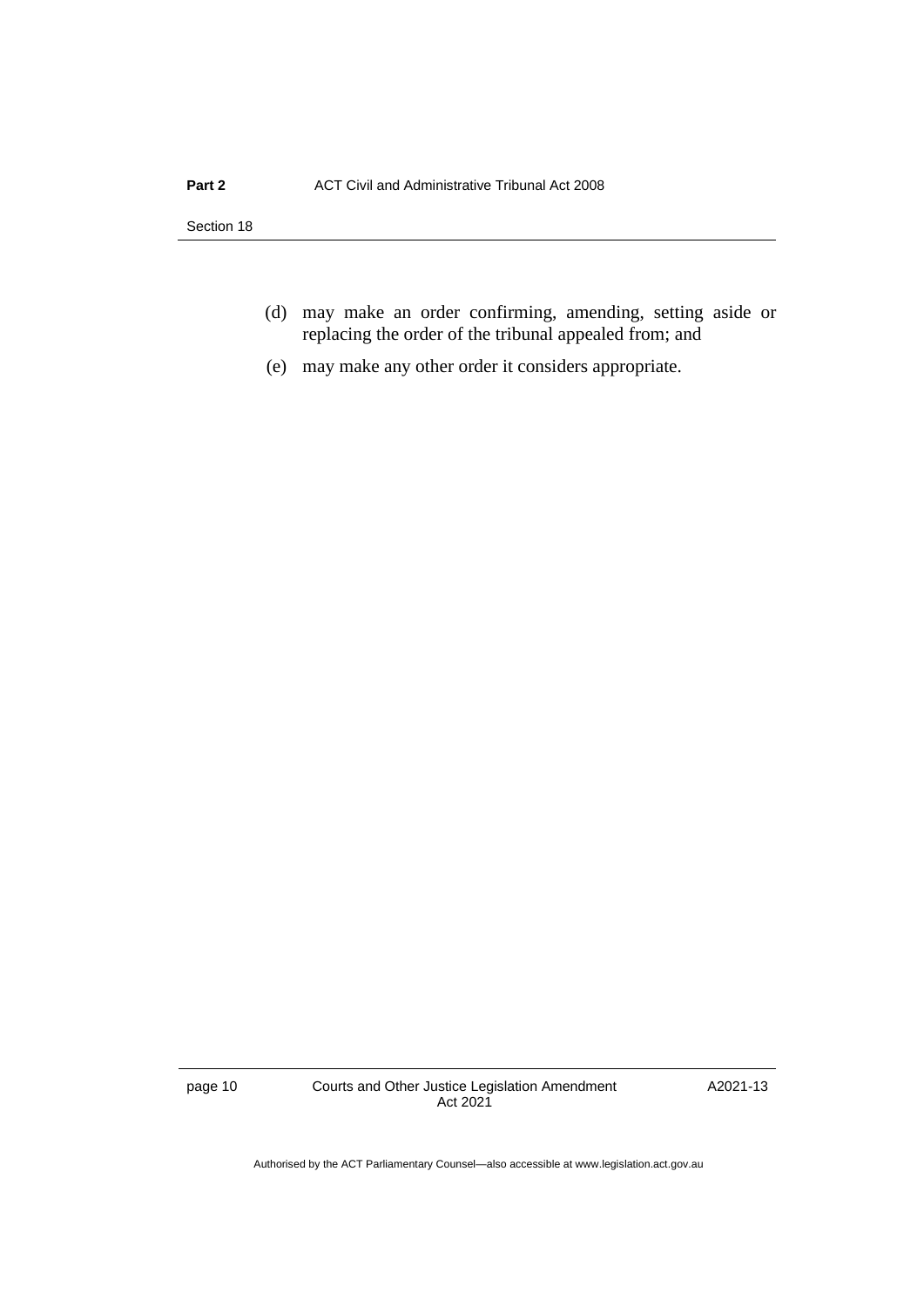(d) may make an order confirming, amending, setting aside or replacing the order of the tribunal appealed from; and

(e) may make any other order it considers appropriate.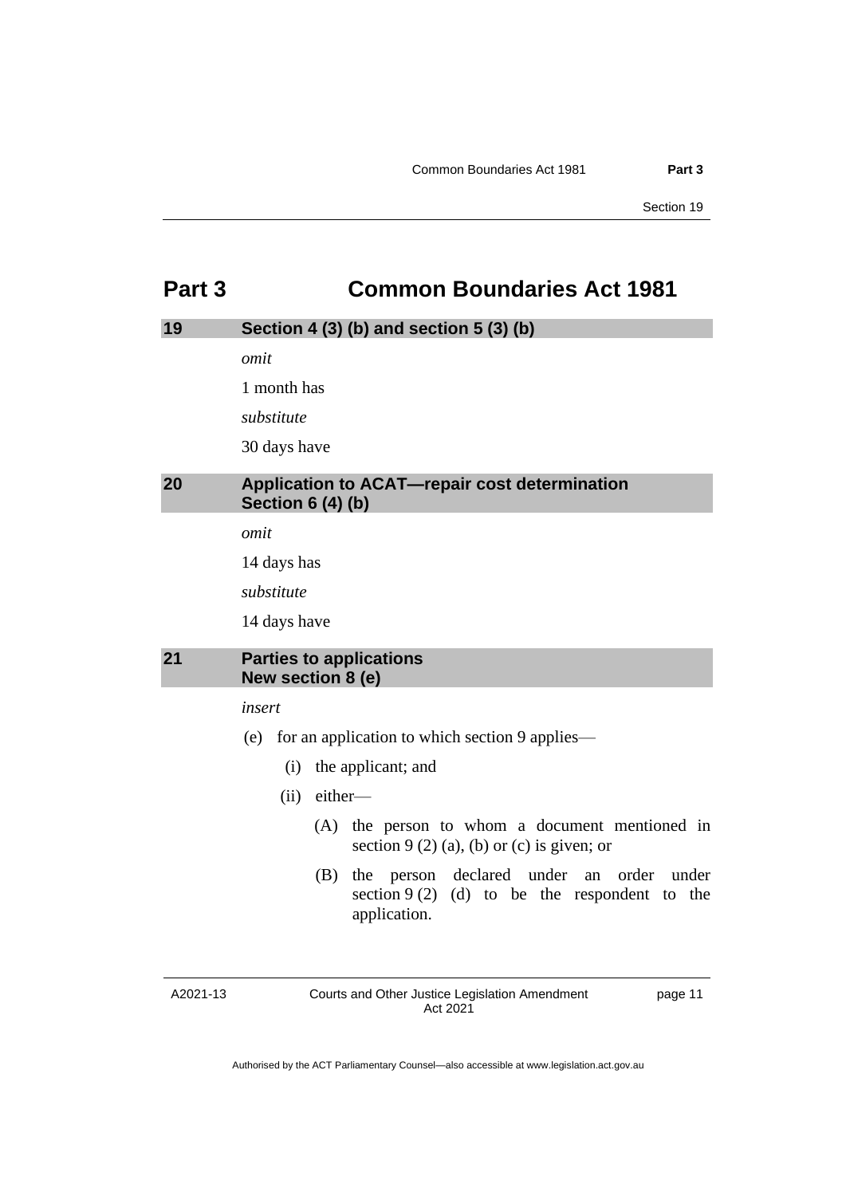# Part 3 Common Boundaries Act 1981

## 19 Section 4 (3) (b) and section 5 (3) (b)

*omit*

1 month has

*substitute*

30 days have

## 20 Application to ACAT—repair cost determination Section 6 (4) (b)

*omit*

14 days has

*substitute*

14 days have

## 21 Parties to applications New section 8 (e)

*insert*

(e) for an application to which section 9 applies—

(i) the applicant; and

(ii) either—

(A) the person to whom a document mentioned in section 9 (2) (a), (b) or (c) is given; or

(B) the person declared under an order under section 9 (2) (d) to be the respondent to the application.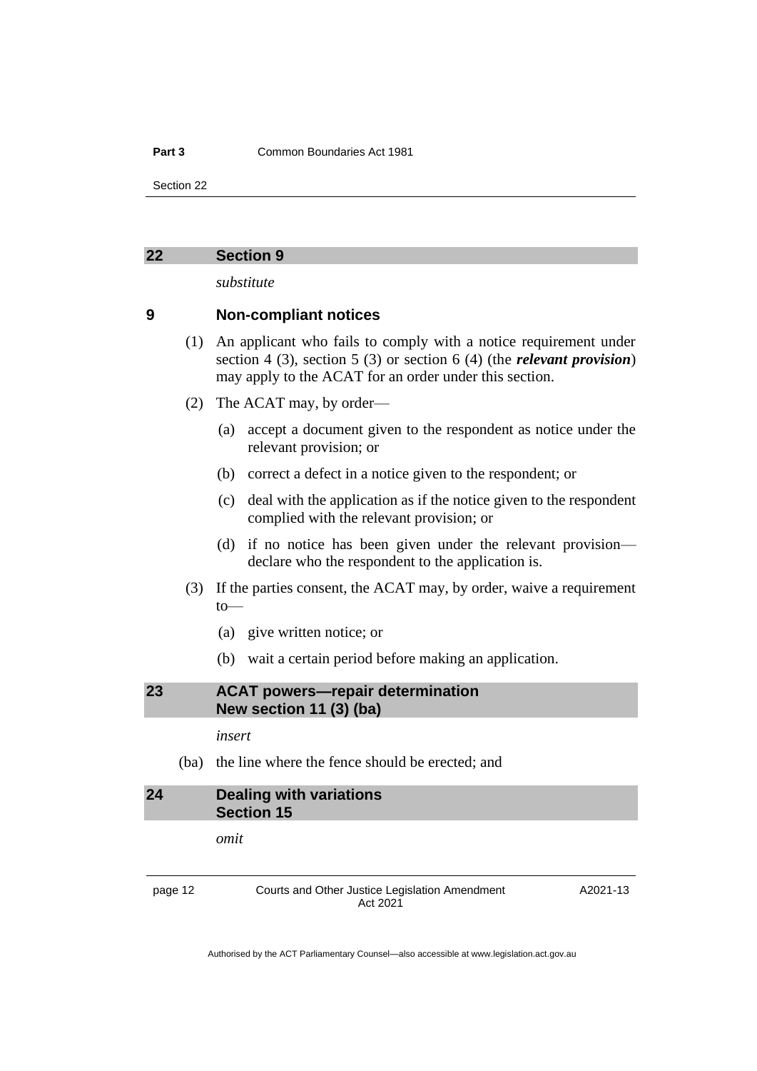## 22 Section 9

*substitute*

### 9 Non-compliant notices

(1) An applicant who fails to comply with a notice requirement under section 4 (3), section 5 (3) or section 6 (4) (the ***relevant provision***) may apply to the ACAT for an order under this section.

(2) The ACAT may, by order—

(a) accept a document given to the respondent as notice under the relevant provision; or

(b) correct a defect in a notice given to the respondent; or

(c) deal with the application as if the notice given to the respondent complied with the relevant provision; or

(d) if no notice has been given under the relevant provision—declare who the respondent to the application is.

(3) If the parties consent, the ACAT may, by order, waive a requirement to—

(a) give written notice; or

(b) wait a certain period before making an application.

## 23 ACAT powers—repair determination New section 11 (3) (ba)

*insert*

(ba) the line where the fence should be erected; and

## 24 Dealing with variations Section 15

*omit*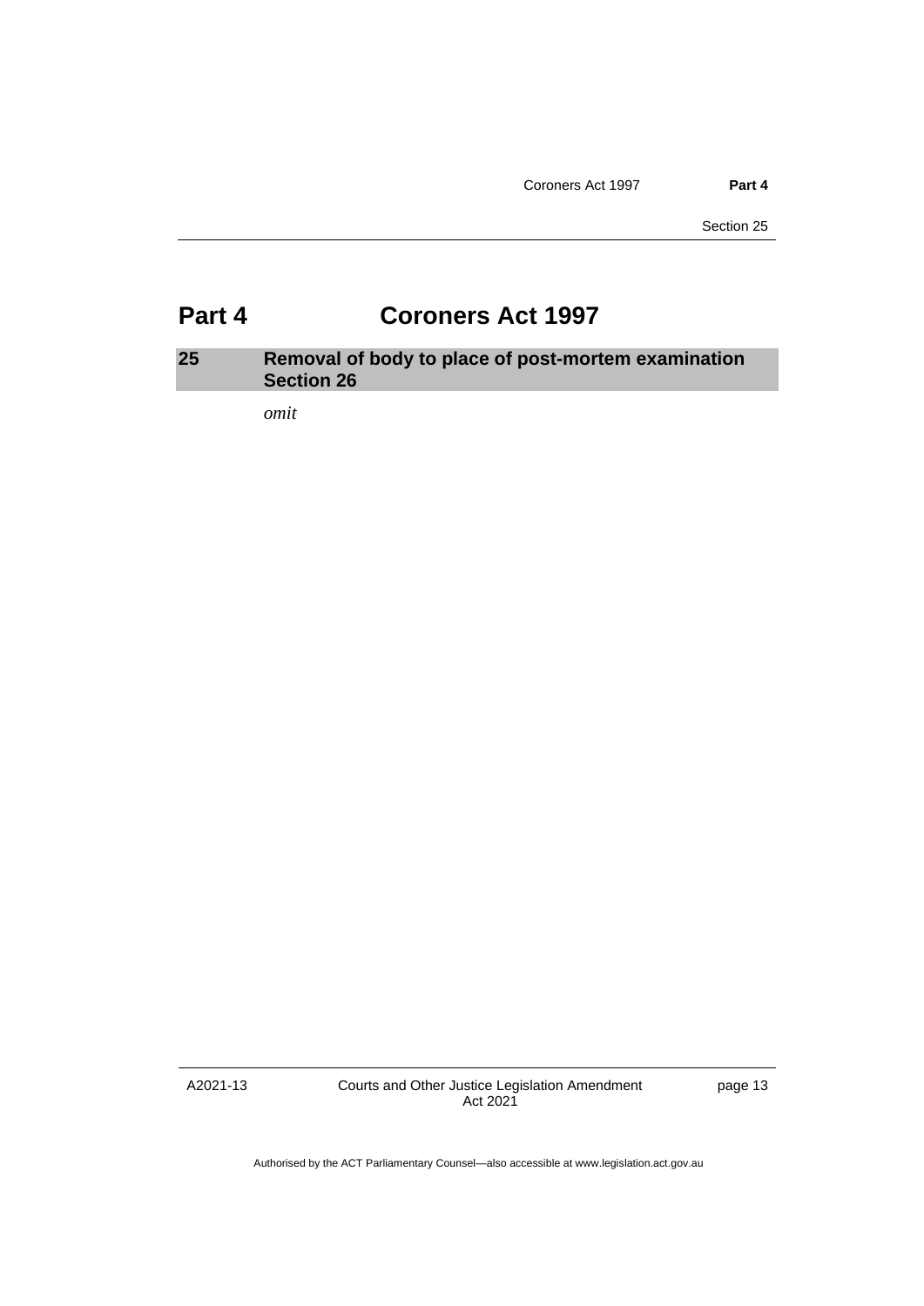# Part 4 Coroners Act 1997

## 25 Removal of body to place of post-mortem examination Section 26

*omit*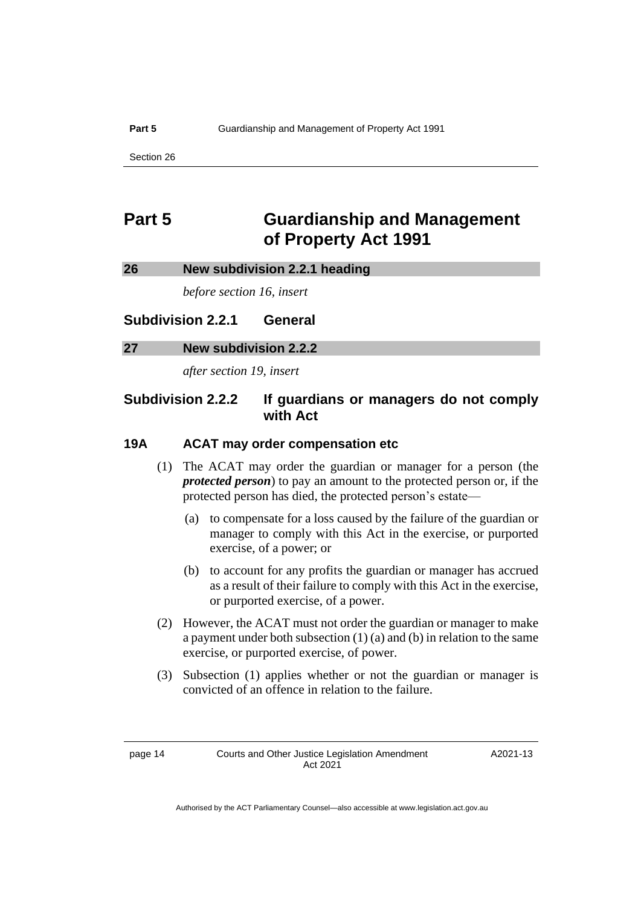# Part 5 Guardianship and Management of Property Act 1991

## 26 New subdivision 2.2.1 heading

*before section 16, insert*

### Subdivision 2.2.1 General

## 27 New subdivision 2.2.2

*after section 19, insert*

### Subdivision 2.2.2 If guardians or managers do not comply with Act

#### 19A ACAT may order compensation etc

(1) The ACAT may order the guardian or manager for a person (the ***protected person***) to pay an amount to the protected person or, if the protected person has died, the protected person's estate—

(a) to compensate for a loss caused by the failure of the guardian or manager to comply with this Act in the exercise, or purported exercise, of a power; or

(b) to account for any profits the guardian or manager has accrued as a result of their failure to comply with this Act in the exercise, or purported exercise, of a power.

(2) However, the ACAT must not order the guardian or manager to make a payment under both subsection (1) (a) and (b) in relation to the same exercise, or purported exercise, of power.

(3) Subsection (1) applies whether or not the guardian or manager is convicted of an offence in relation to the failure.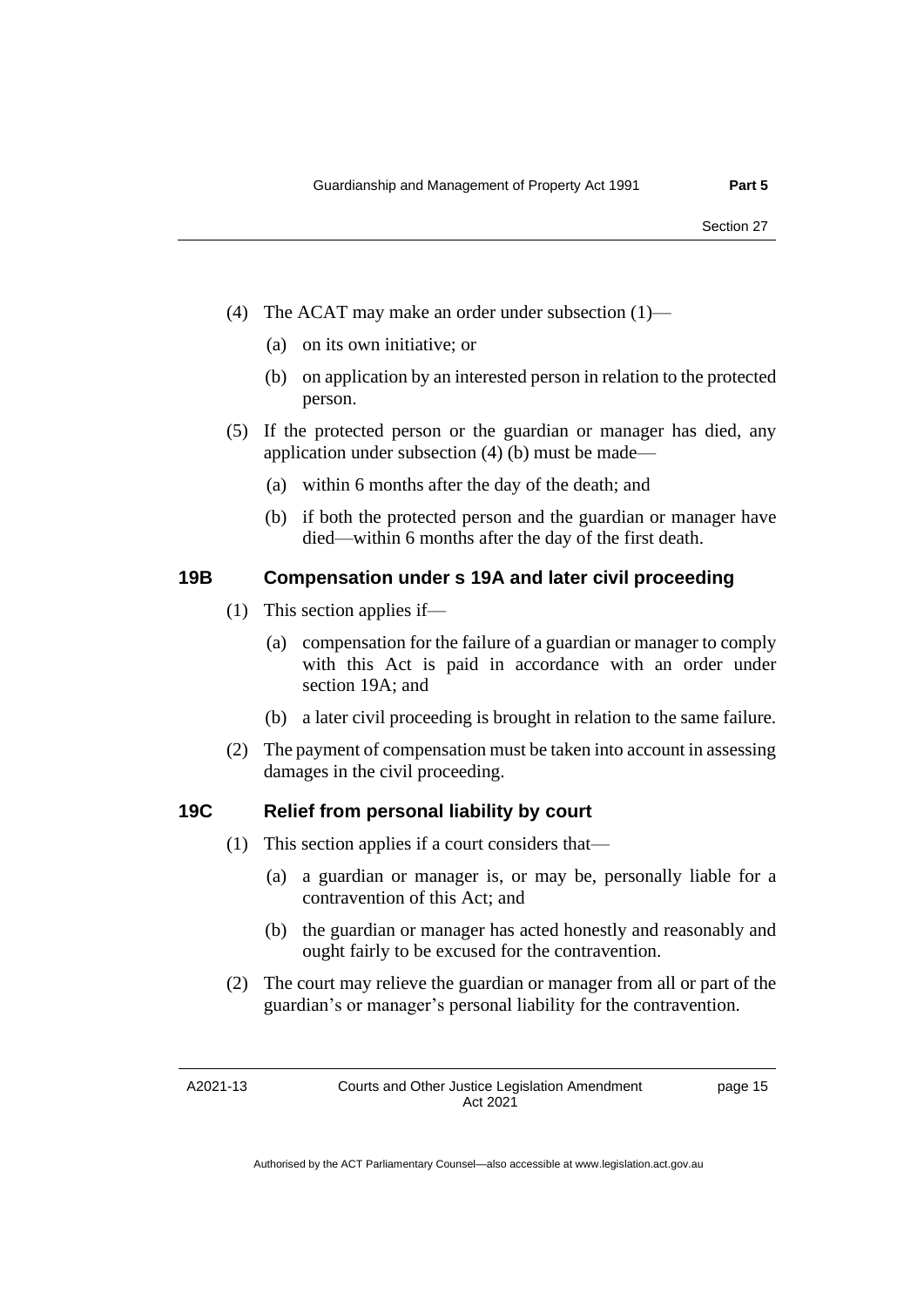(4) The ACAT may make an order under subsection (1)—

(a) on its own initiative; or

(b) on application by an interested person in relation to the protected person.

(5) If the protected person or the guardian or manager has died, any application under subsection (4) (b) must be made—

(a) within 6 months after the day of the death; and

(b) if both the protected person and the guardian or manager have died—within 6 months after the day of the first death.

### 19B Compensation under s 19A and later civil proceeding

(1) This section applies if—

(a) compensation for the failure of a guardian or manager to comply with this Act is paid in accordance with an order under section 19A; and

(b) a later civil proceeding is brought in relation to the same failure.

(2) The payment of compensation must be taken into account in assessing damages in the civil proceeding.

### 19C Relief from personal liability by court

(1) This section applies if a court considers that—

(a) a guardian or manager is, or may be, personally liable for a contravention of this Act; and

(b) the guardian or manager has acted honestly and reasonably and ought fairly to be excused for the contravention.

(2) The court may relieve the guardian or manager from all or part of the guardian's or manager's personal liability for the contravention.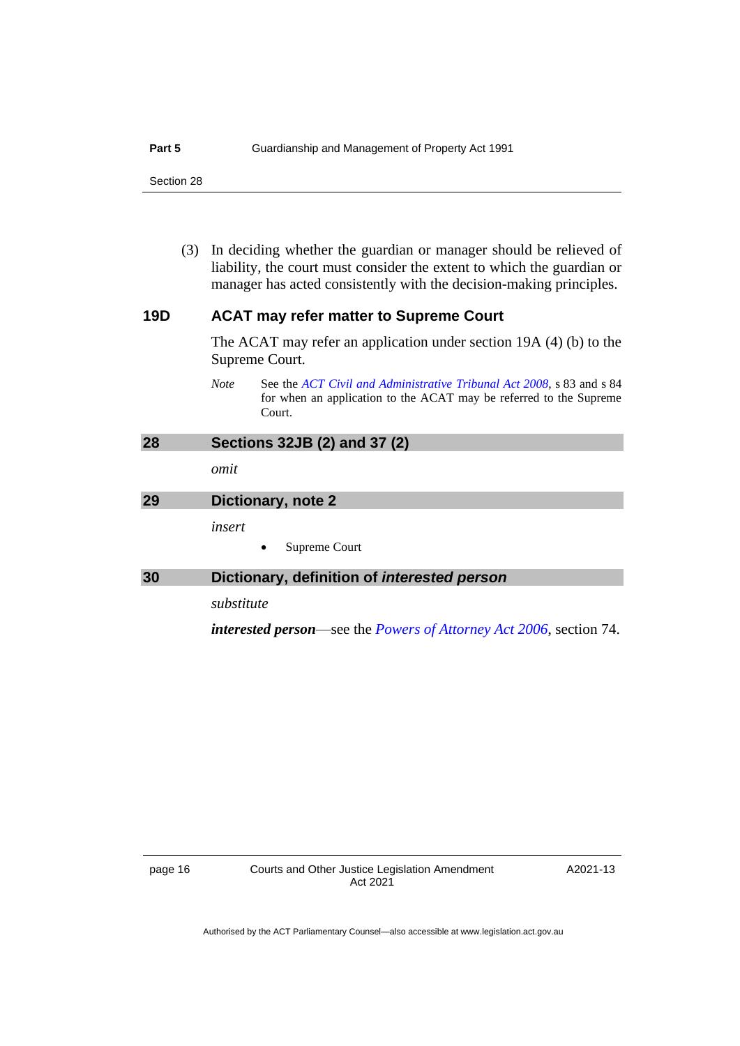(3) In deciding whether the guardian or manager should be relieved of liability, the court must consider the extent to which the guardian or manager has acted consistently with the decision-making principles.

### 19D ACAT may refer matter to Supreme Court

The ACAT may refer an application under section 19A (4) (b) to the Supreme Court.

*Note* See the *ACT Civil and Administrative Tribunal Act 2008*, s 83 and s 84 for when an application to the ACAT may be referred to the Supreme Court.

## 28 Sections 32JB (2) and 37 (2)

*omit*

## 29 Dictionary, note 2

*insert*

- Supreme Court

## 30 Dictionary, definition of *interested person*

*substitute*

***interested person***—see the *Powers of Attorney Act 2006*, section 74.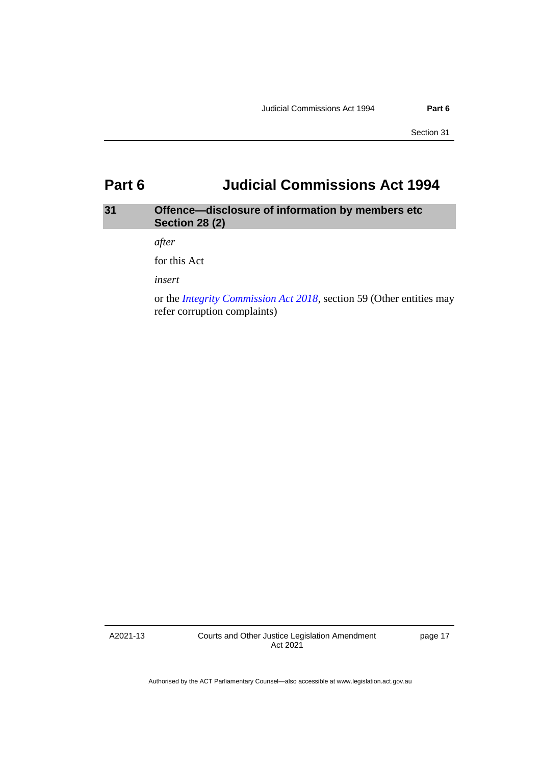# Part 6 Judicial Commissions Act 1994

## 31 Offence—disclosure of information by members etc Section 28 (2)

*after*

for this Act

*insert*

or the *Integrity Commission Act 2018*, section 59 (Other entities may refer corruption complaints)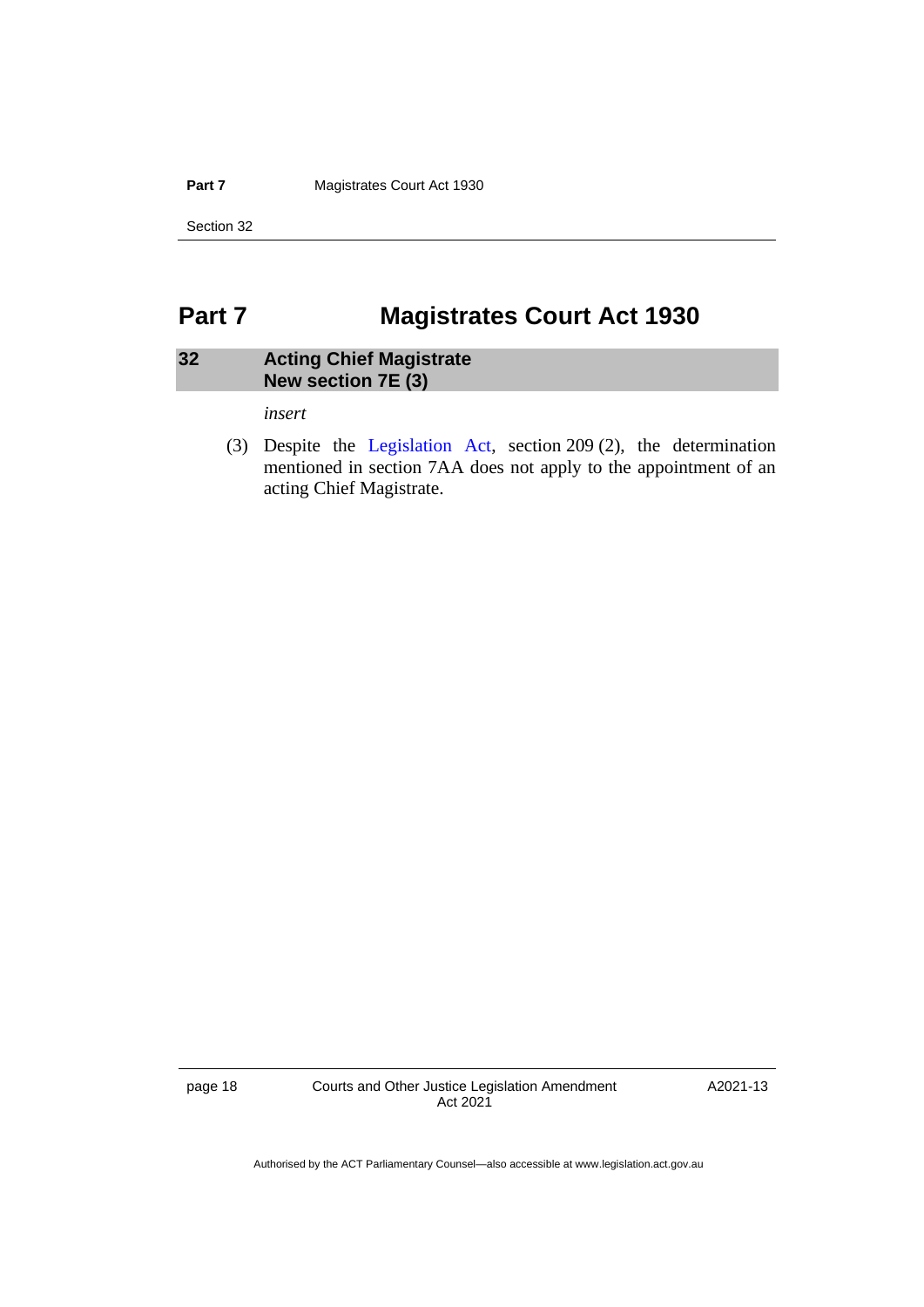# Part 7 Magistrates Court Act 1930

## 32 Acting Chief Magistrate New section 7E (3)

*insert*

(3) Despite the Legislation Act, section 209 (2), the determination mentioned in section 7AA does not apply to the appointment of an acting Chief Magistrate.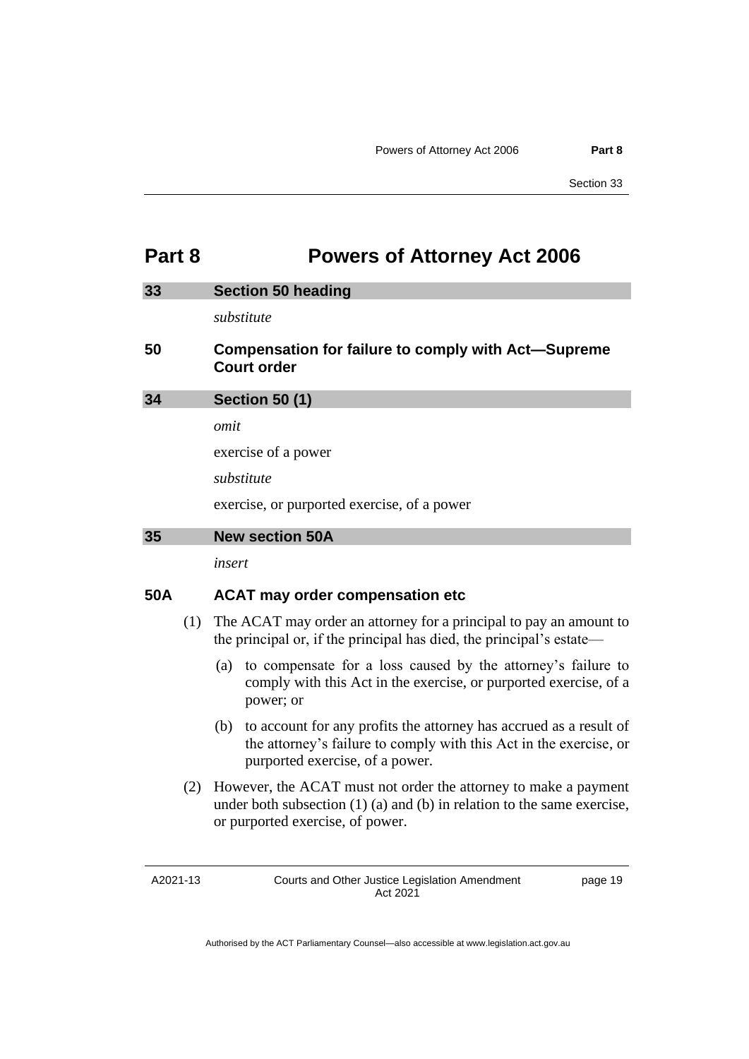# Part 8 Powers of Attorney Act 2006

## 33 Section 50 heading

*substitute*

### 50 Compensation for failure to comply with Act—Supreme Court order

## 34 Section 50 (1)

*omit*

exercise of a power

*substitute*

exercise, or purported exercise, of a power

## 35 New section 50A

*insert*

### 50A ACAT may order compensation etc

(1) The ACAT may order an attorney for a principal to pay an amount to the principal or, if the principal has died, the principal's estate—

(a) to compensate for a loss caused by the attorney's failure to comply with this Act in the exercise, or purported exercise, of a power; or

(b) to account for any profits the attorney has accrued as a result of the attorney's failure to comply with this Act in the exercise, or purported exercise, of a power.

(2) However, the ACAT must not order the attorney to make a payment under both subsection (1) (a) and (b) in relation to the same exercise, or purported exercise, of power.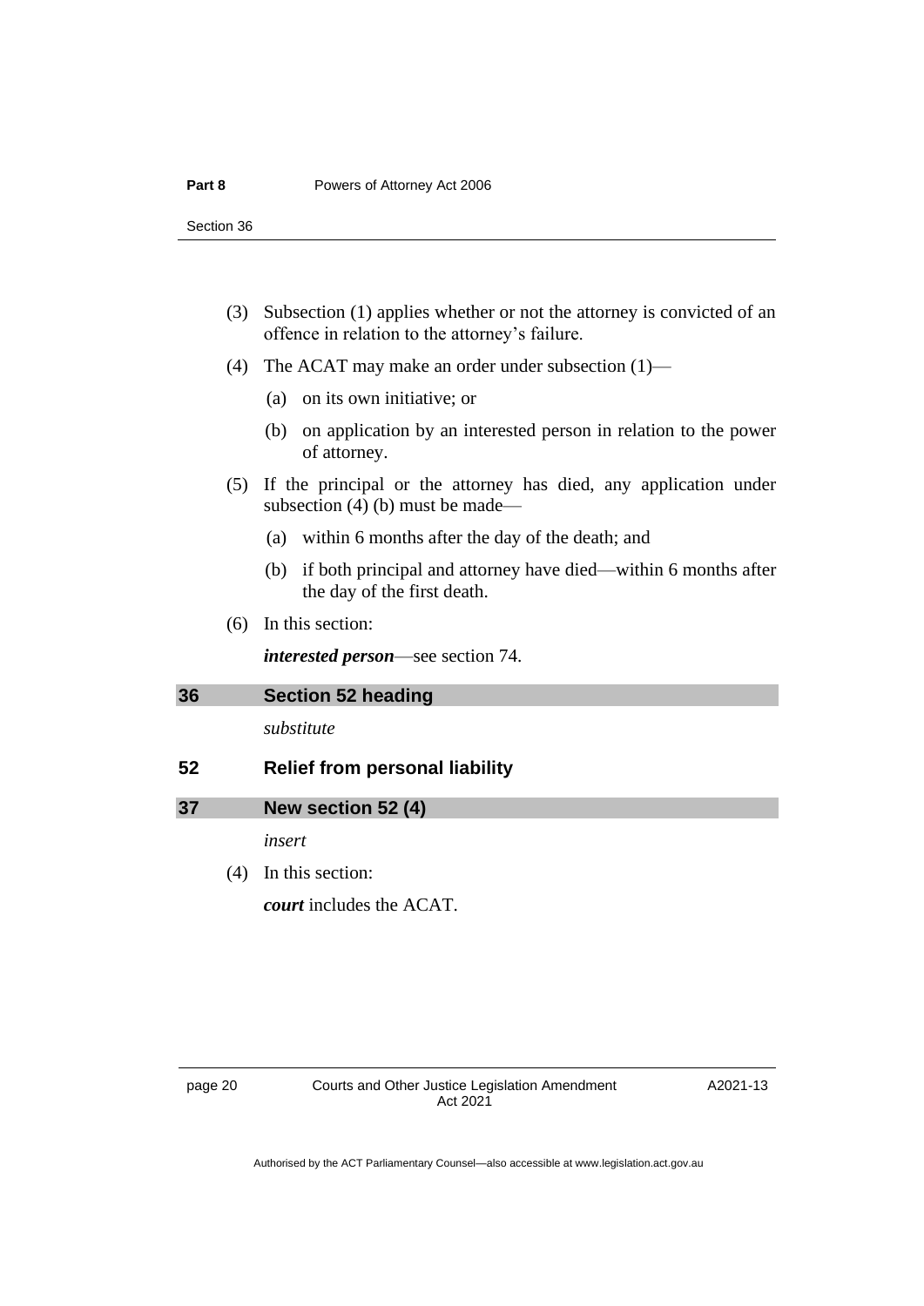(3) Subsection (1) applies whether or not the attorney is convicted of an offence in relation to the attorney's failure.

(4) The ACAT may make an order under subsection (1)—

(a) on its own initiative; or

(b) on application by an interested person in relation to the power of attorney.

(5) If the principal or the attorney has died, any application under subsection (4) (b) must be made—

(a) within 6 months after the day of the death; and

(b) if both principal and attorney have died—within 6 months after the day of the first death.

(6) In this section:

***interested person***—see section 74.

## 36 Section 52 heading

*substitute*

## 52 Relief from personal liability

## 37 New section 52 (4)

*insert*

(4) In this section:

***court*** includes the ACAT.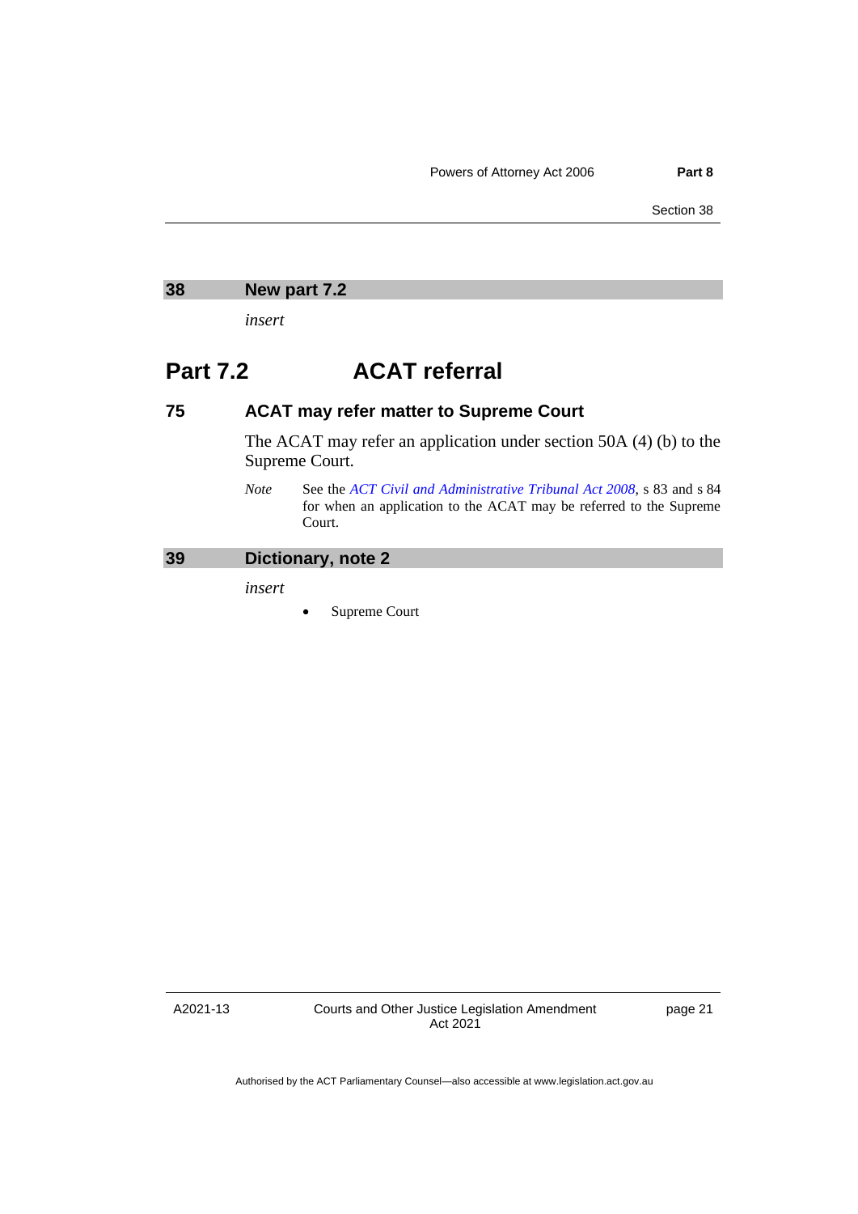## 38 New part 7.2

*insert*

# Part 7.2 ACAT referral

### 75 ACAT may refer matter to Supreme Court

The ACAT may refer an application under section 50A (4) (b) to the Supreme Court.

*Note* See the *ACT Civil and Administrative Tribunal Act 2008*, s 83 and s 84 for when an application to the ACAT may be referred to the Supreme Court.

## 39 Dictionary, note 2

*insert*

- Supreme Court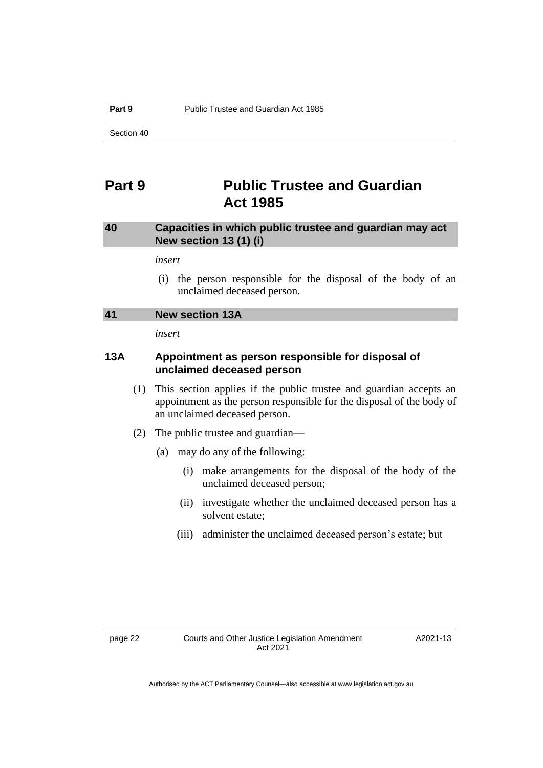# Part 9 Public Trustee and Guardian Act 1985

## 40 Capacities in which public trustee and guardian may act New section 13 (1) (i)

*insert*

(i) the person responsible for the disposal of the body of an unclaimed deceased person.

## 41 New section 13A

*insert*

### 13A Appointment as person responsible for disposal of unclaimed deceased person

(1) This section applies if the public trustee and guardian accepts an appointment as the person responsible for the disposal of the body of an unclaimed deceased person.

(2) The public trustee and guardian—

(a) may do any of the following:

(i) make arrangements for the disposal of the body of the unclaimed deceased person;

(ii) investigate whether the unclaimed deceased person has a solvent estate;

(iii) administer the unclaimed deceased person's estate; but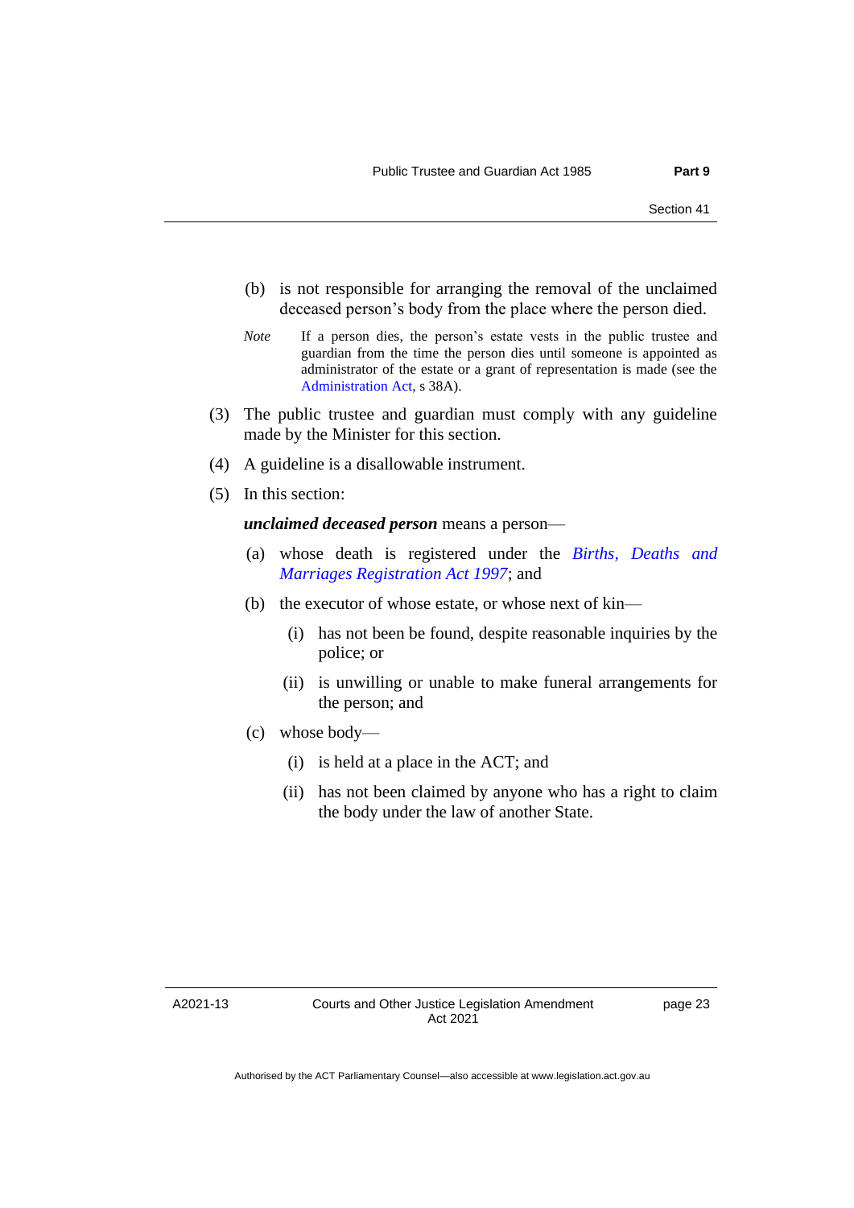(b) is not responsible for arranging the removal of the unclaimed deceased person's body from the place where the person died.

*Note* If a person dies, the person's estate vests in the public trustee and guardian from the time the person dies until someone is appointed as administrator of the estate or a grant of representation is made (see the Administration Act, s 38A).

(3) The public trustee and guardian must comply with any guideline made by the Minister for this section.

(4) A guideline is a disallowable instrument.

(5) In this section:

***unclaimed deceased person*** means a person—

(a) whose death is registered under the *Births, Deaths and Marriages Registration Act 1997*; and

(b) the executor of whose estate, or whose next of kin—

(i) has not been be found, despite reasonable inquiries by the police; or

(ii) is unwilling or unable to make funeral arrangements for the person; and

(c) whose body—

(i) is held at a place in the ACT; and

(ii) has not been claimed by anyone who has a right to claim the body under the law of another State.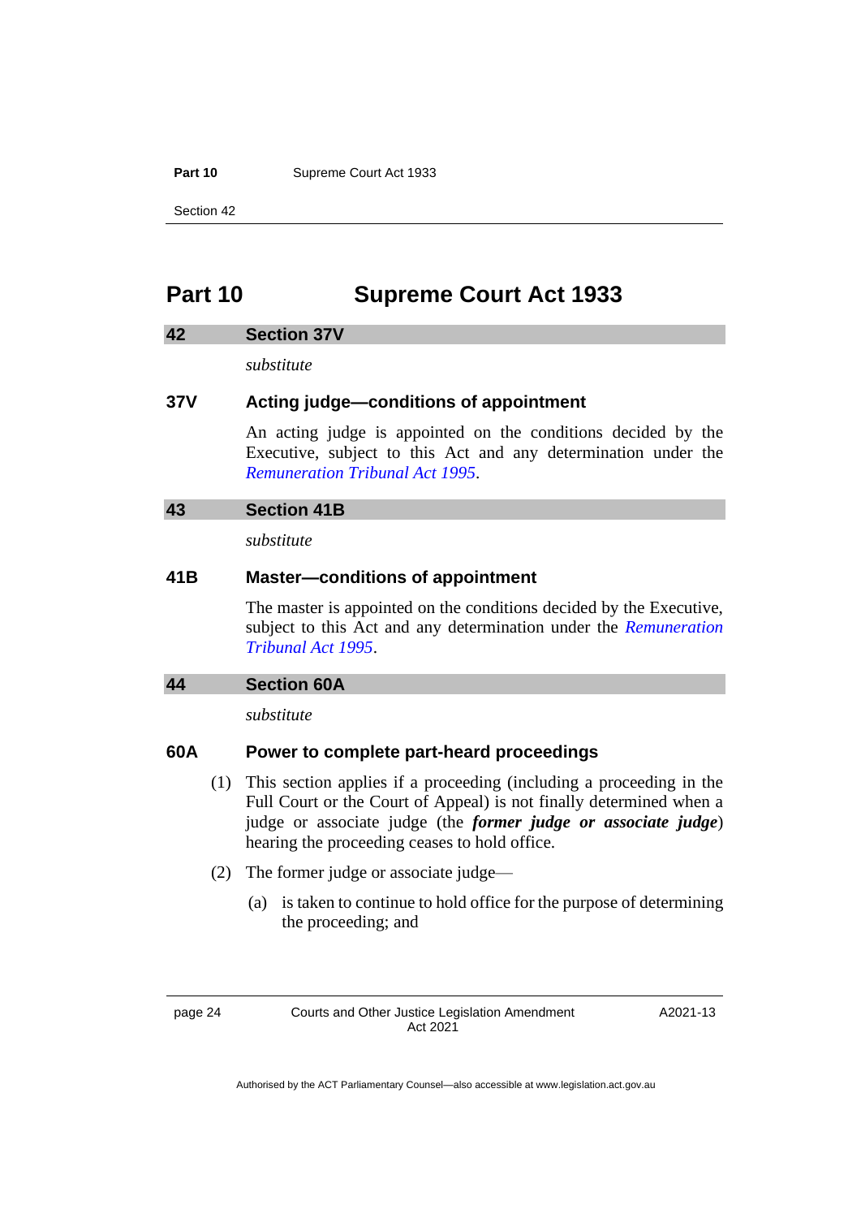# Part 10 Supreme Court Act 1933

## 42 Section 37V

*substitute*

### 37V Acting judge—conditions of appointment

An acting judge is appointed on the conditions decided by the Executive, subject to this Act and any determination under the *Remuneration Tribunal Act 1995*.

## 43 Section 41B

*substitute*

### 41B Master—conditions of appointment

The master is appointed on the conditions decided by the Executive, subject to this Act and any determination under the *Remuneration Tribunal Act 1995*.

## 44 Section 60A

*substitute*

### 60A Power to complete part-heard proceedings

(1) This section applies if a proceeding (including a proceeding in the Full Court or the Court of Appeal) is not finally determined when a judge or associate judge (the ***former judge or associate judge***) hearing the proceeding ceases to hold office.

(2) The former judge or associate judge—

(a) is taken to continue to hold office for the purpose of determining the proceeding; and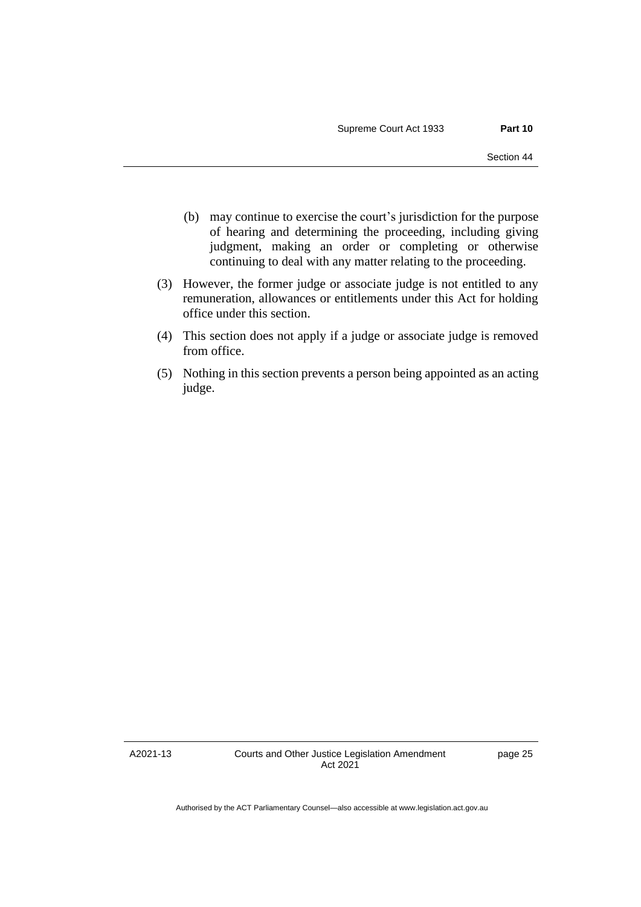(b) may continue to exercise the court's jurisdiction for the purpose of hearing and determining the proceeding, including giving judgment, making an order or completing or otherwise continuing to deal with any matter relating to the proceeding.

(3) However, the former judge or associate judge is not entitled to any remuneration, allowances or entitlements under this Act for holding office under this section.

(4) This section does not apply if a judge or associate judge is removed from office.

(5) Nothing in this section prevents a person being appointed as an acting judge.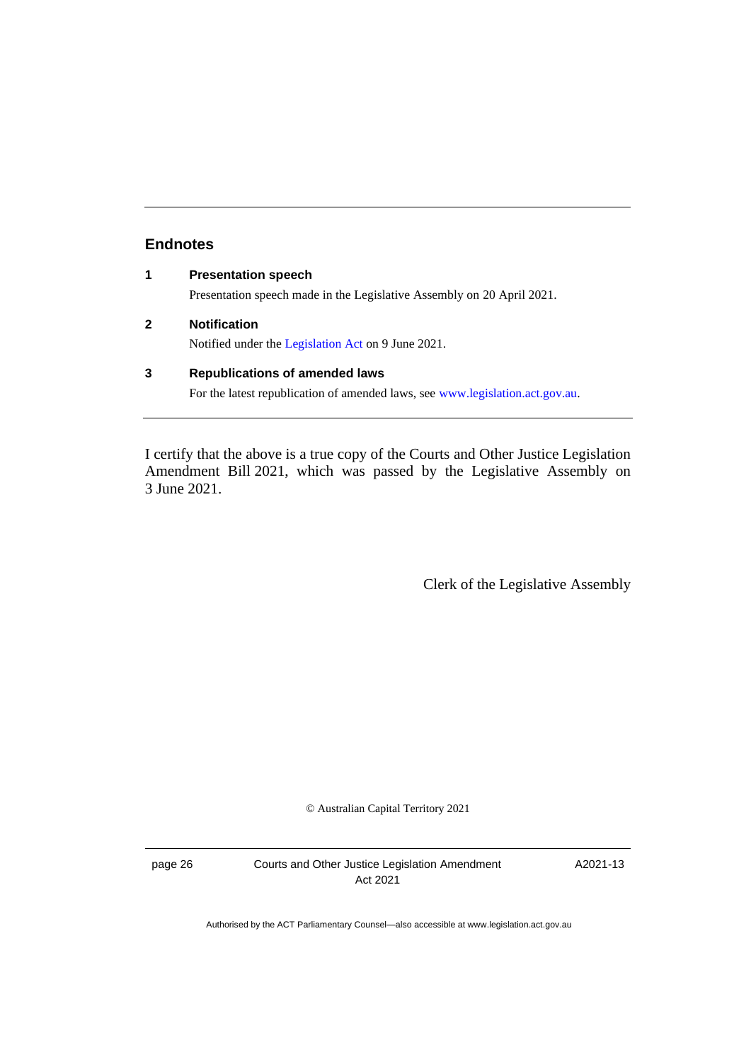## Endnotes

**1 Presentation speech**

Presentation speech made in the Legislative Assembly on 20 April 2021.

**2 Notification**

Notified under the Legislation Act on 9 June 2021.

**3 Republications of amended laws**

For the latest republication of amended laws, see www.legislation.act.gov.au.

I certify that the above is a true copy of the Courts and Other Justice Legislation Amendment Bill 2021, which was passed by the Legislative Assembly on 3 June 2021.

Clerk of the Legislative Assembly

© Australian Capital Territory 2021